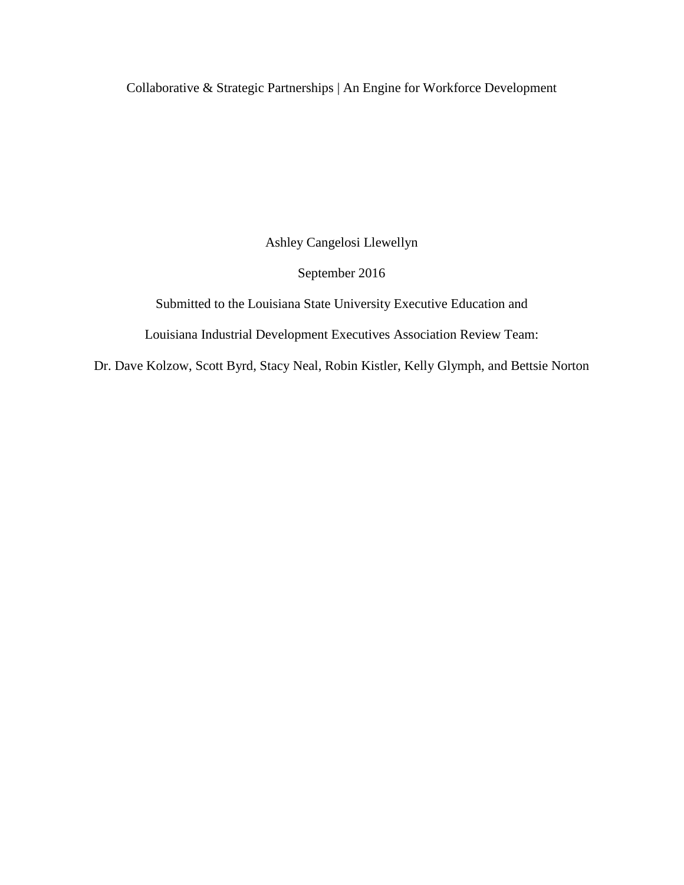# Collaborative & Strategic Partnerships | An Engine for Workforce Development

Ashley Cangelosi Llewellyn

September 2016

Submitted to the Louisiana State University Executive Education and

Louisiana Industrial Development Executives Association Review Team:

Dr. Dave Kolzow, Scott Byrd, Stacy Neal, Robin Kistler, Kelly Glymph, and Bettsie Norton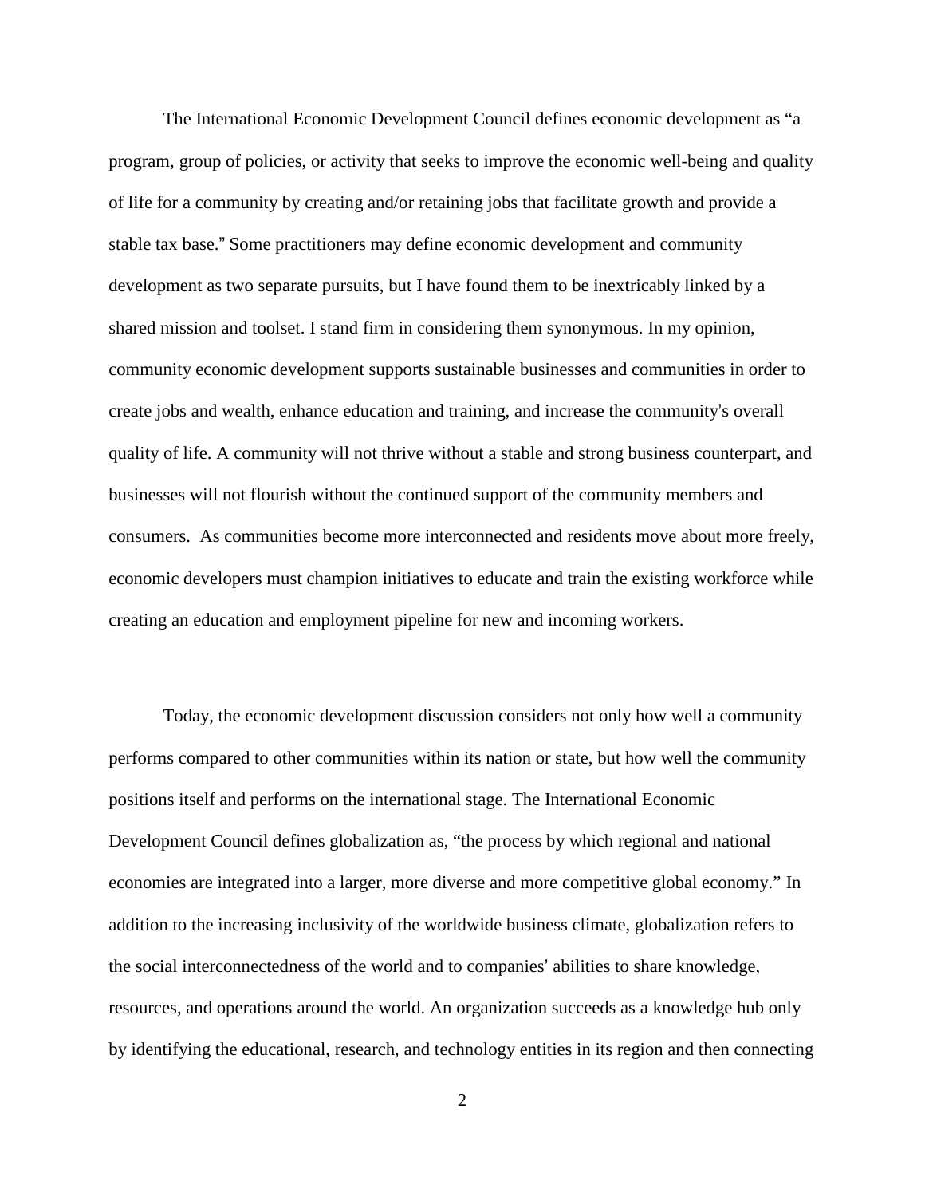The International Economic Development Council defines economic development as “a program, group of policies, or activity that seeks to improve the economic well-being and quality of life for a community by creating and/or retaining jobs that facilitate growth and provide a stable tax base." Some practitioners may define economic development and community development as two separate pursuits, but I have found them to be inextricably linked by a shared mission and toolset. I stand firm in considering them synonymous. In my opinion, community economic development supports sustainable businesses and communities in order to create jobs and wealth, enhance education and training, and increase the community's overall quality of life. A community will not thrive without a stable and strong business counterpart, and businesses will not flourish without the continued support of the community members and consumers. As communities become more interconnected and residents move about more freely, economic developers must champion initiatives to educate and train the existing workforce while creating an education and employment pipeline for new and incoming workers.

Today, the economic development discussion considers not only how well a community performs compared to other communities within its nation or state, but how well the community positions itself and performs on the international stage. The International Economic Development Council defines globalization as, “the process by which regional and national economies are integrated into a larger, more diverse and more competitive global economy.” In addition to the increasing inclusivity of the worldwide business climate, globalization refers to the social interconnectedness of the world and to companies' abilities to share knowledge, resources, and operations around the world. An organization succeeds as a knowledge hub only by identifying the educational, research, and technology entities in its region and then connecting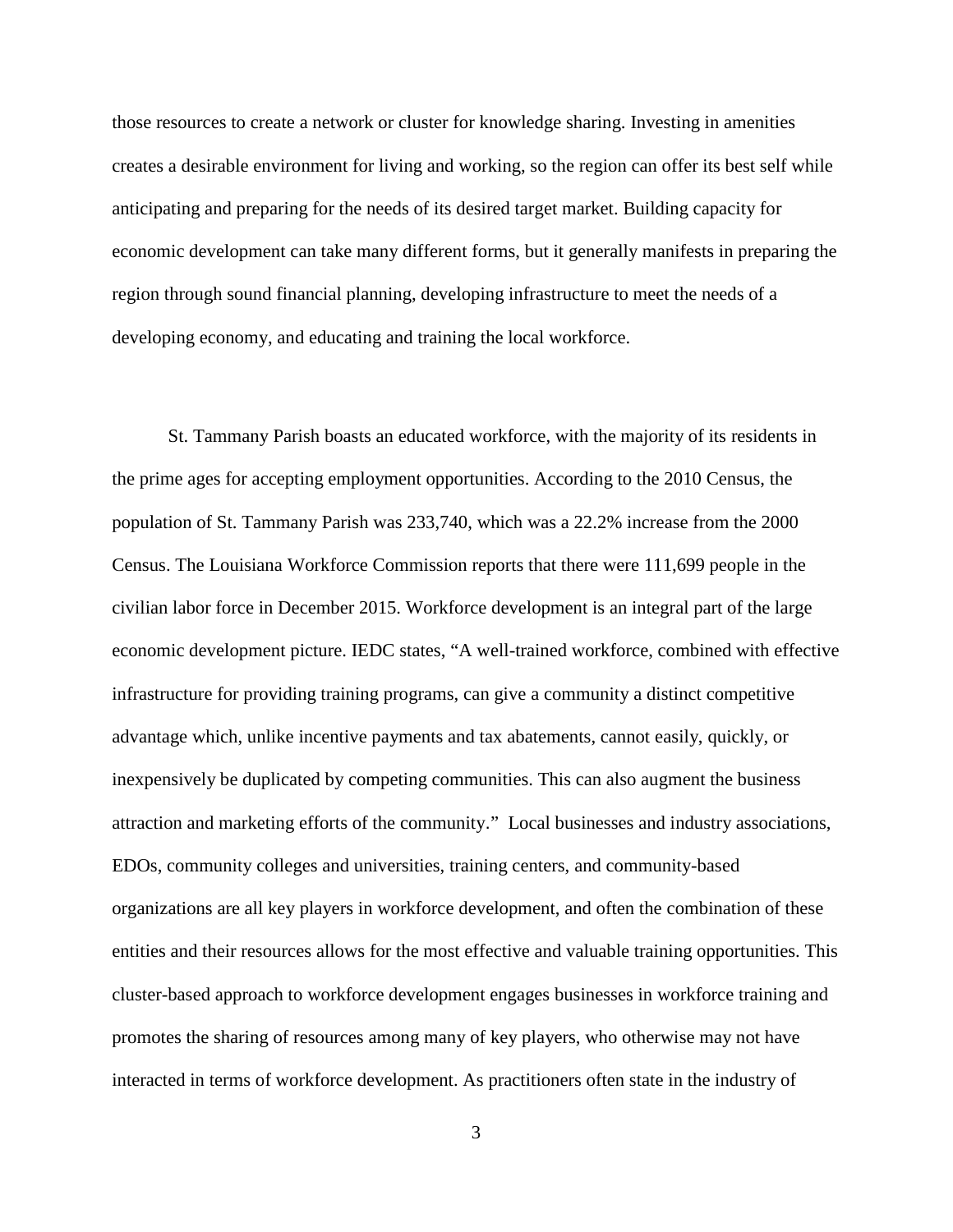those resources to create a network or cluster for knowledge sharing. Investing in amenities creates a desirable environment for living and working, so the region can offer its best self while anticipating and preparing for the needs of its desired target market. Building capacity for economic development can take many different forms, but it generally manifests in preparing the region through sound financial planning, developing infrastructure to meet the needs of a developing economy, and educating and training the local workforce.

St. Tammany Parish boasts an educated workforce, with the majority of its residents in the prime ages for accepting employment opportunities. According to the 2010 Census, the population of St. Tammany Parish was 233,740, which was a 22.2% increase from the 2000 Census. The Louisiana Workforce Commission reports that there were 111,699 people in the civilian labor force in December 2015. Workforce development is an integral part of the large economic development picture. IEDC states, "A well-trained workforce, combined with effective infrastructure for providing training programs, can give a community a distinct competitive advantage which, unlike incentive payments and tax abatements, cannot easily, quickly, or inexpensively be duplicated by competing communities. This can also augment the business attraction and marketing efforts of the community." Local businesses and industry associations, EDOs, community colleges and universities, training centers, and community-based organizations are all key players in workforce development, and often the combination of these entities and their resources allows for the most effective and valuable training opportunities. This cluster-based approach to workforce development engages businesses in workforce training and promotes the sharing of resources among many of key players, who otherwise may not have interacted in terms of workforce development. As practitioners often state in the industry of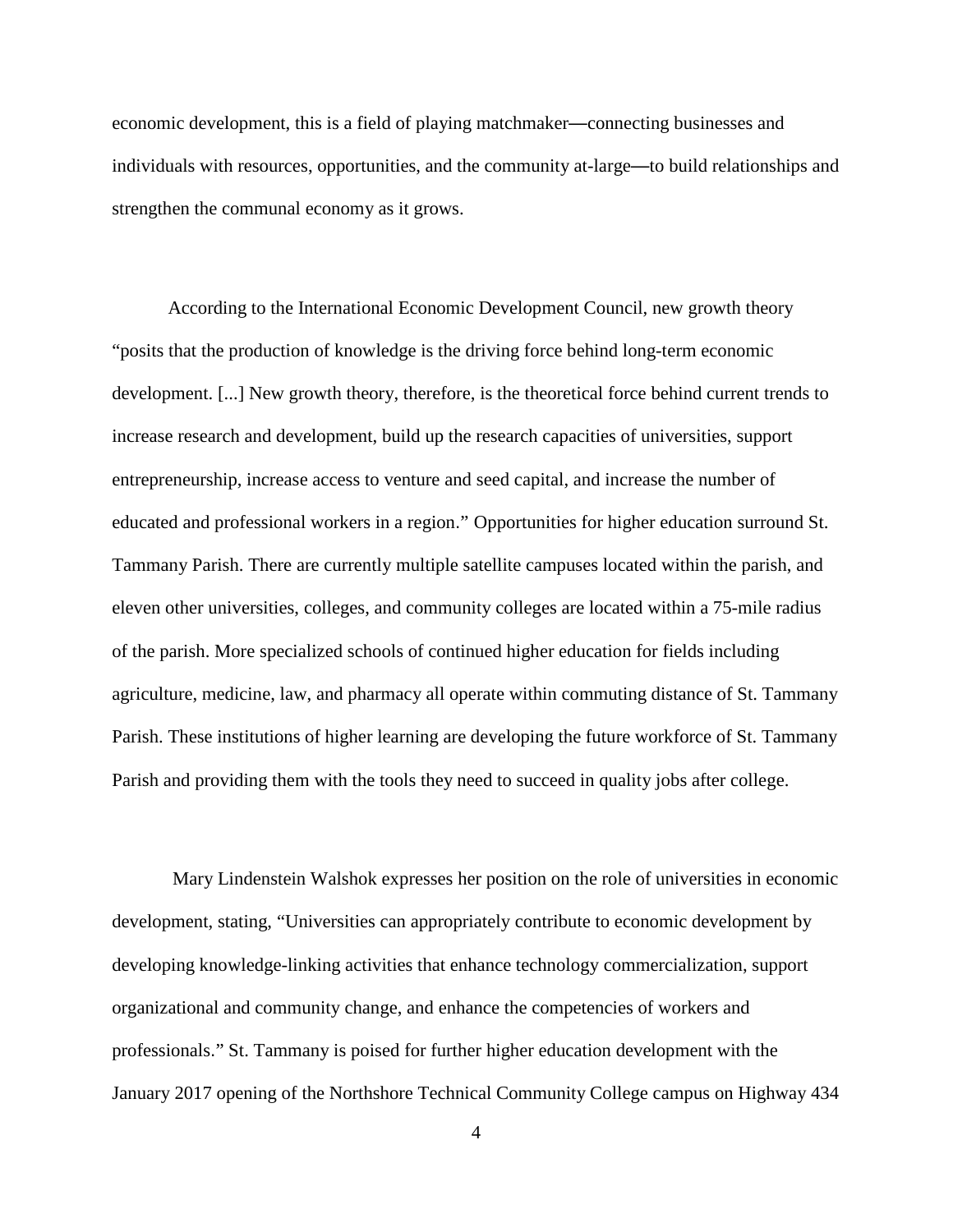economic development, this is a field of playing matchmaker—connecting businesses and individuals with resources, opportunities, and the community at-large—to build relationships and strengthen the communal economy as it grows.

According to the International Economic Development Council, new growth theory "posits that the production of knowledge is the driving force behind long-term economic development. [...] New growth theory, therefore, is the theoretical force behind current trends to increase research and development, build up the research capacities of universities, support entrepreneurship, increase access to venture and seed capital, and increase the number of educated and professional workers in a region." Opportunities for higher education surround St. Tammany Parish. There are currently multiple satellite campuses located within the parish, and eleven other universities, colleges, and community colleges are located within a 75-mile radius of the parish. More specialized schools of continued higher education for fields including agriculture, medicine, law, and pharmacy all operate within commuting distance of St. Tammany Parish. These institutions of higher learning are developing the future workforce of St. Tammany Parish and providing them with the tools they need to succeed in quality jobs after college.

Mary Lindenstein Walshok expresses her position on the role of universities in economic development, stating, "Universities can appropriately contribute to economic development by developing knowledge-linking activities that enhance technology commercialization, support organizational and community change, and enhance the competencies of workers and professionals." St. Tammany is poised for further higher education development with the January 2017 opening of the Northshore Technical Community College campus on Highway 434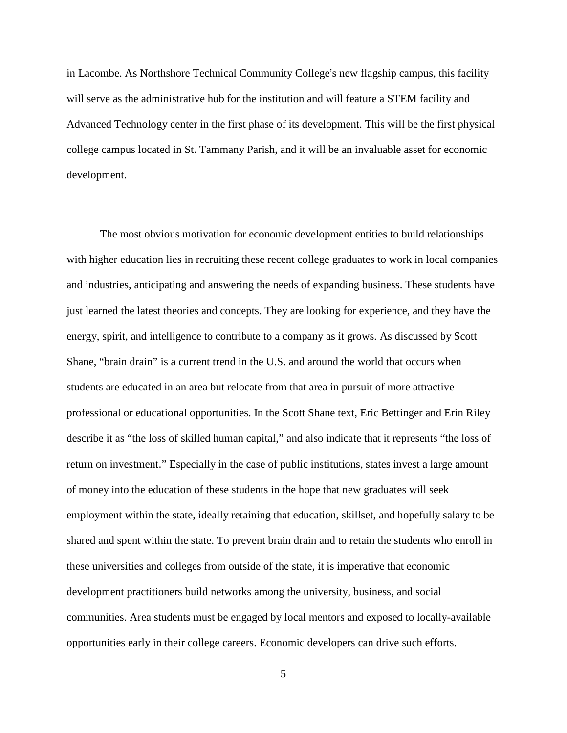in Lacombe. As Northshore Technical Community College's new flagship campus, this facility will serve as the administrative hub for the institution and will feature a STEM facility and Advanced Technology center in the first phase of its development. This will be the first physical college campus located in St. Tammany Parish, and it will be an invaluable asset for economic development.

The most obvious motivation for economic development entities to build relationships with higher education lies in recruiting these recent college graduates to work in local companies and industries, anticipating and answering the needs of expanding business. These students have just learned the latest theories and concepts. They are looking for experience, and they have the energy, spirit, and intelligence to contribute to a company as it grows. As discussed by Scott Shane, "brain drain" is a current trend in the U.S. and around the world that occurs when students are educated in an area but relocate from that area in pursuit of more attractive professional or educational opportunities. In the Scott Shane text, Eric Bettinger and Erin Riley describe it as "the loss of skilled human capital," and also indicate that it represents "the loss of return on investment." Especially in the case of public institutions, states invest a large amount of money into the education of these students in the hope that new graduates will seek employment within the state, ideally retaining that education, skillset, and hopefully salary to be shared and spent within the state. To prevent brain drain and to retain the students who enroll in these universities and colleges from outside of the state, it is imperative that economic development practitioners build networks among the university, business, and social communities. Area students must be engaged by local mentors and exposed to locally-available opportunities early in their college careers. Economic developers can drive such efforts.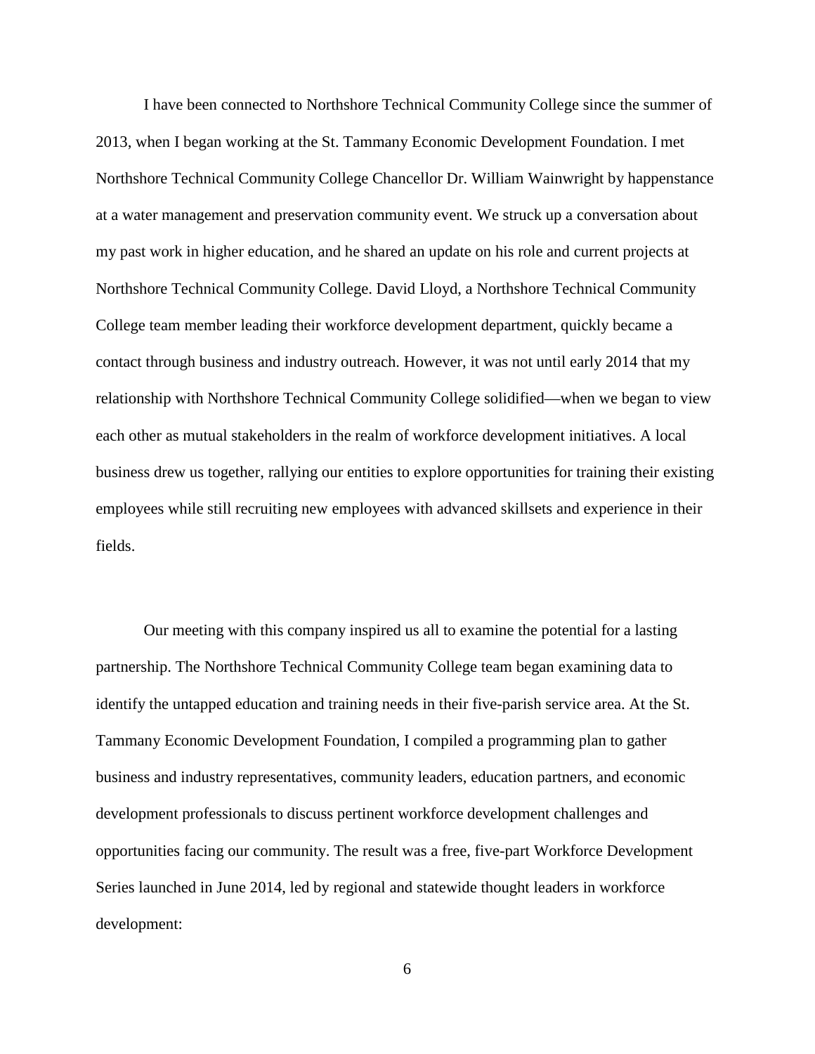I have been connected to Northshore Technical Community College since the summer of 2013, when I began working at the St. Tammany Economic Development Foundation. I met Northshore Technical Community College Chancellor Dr. William Wainwright by happenstance at a water management and preservation community event. We struck up a conversation about my past work in higher education, and he shared an update on his role and current projects at Northshore Technical Community College. David Lloyd, a Northshore Technical Community College team member leading their workforce development department, quickly became a contact through business and industry outreach. However, it was not until early 2014 that my relationship with Northshore Technical Community College solidified—when we began to view each other as mutual stakeholders in the realm of workforce development initiatives. A local business drew us together, rallying our entities to explore opportunities for training their existing employees while still recruiting new employees with advanced skillsets and experience in their fields.

Our meeting with this company inspired us all to examine the potential for a lasting partnership. The Northshore Technical Community College team began examining data to identify the untapped education and training needs in their five-parish service area. At the St. Tammany Economic Development Foundation, I compiled a programming plan to gather business and industry representatives, community leaders, education partners, and economic development professionals to discuss pertinent workforce development challenges and opportunities facing our community. The result was a free, five-part Workforce Development Series launched in June 2014, led by regional and statewide thought leaders in workforce development: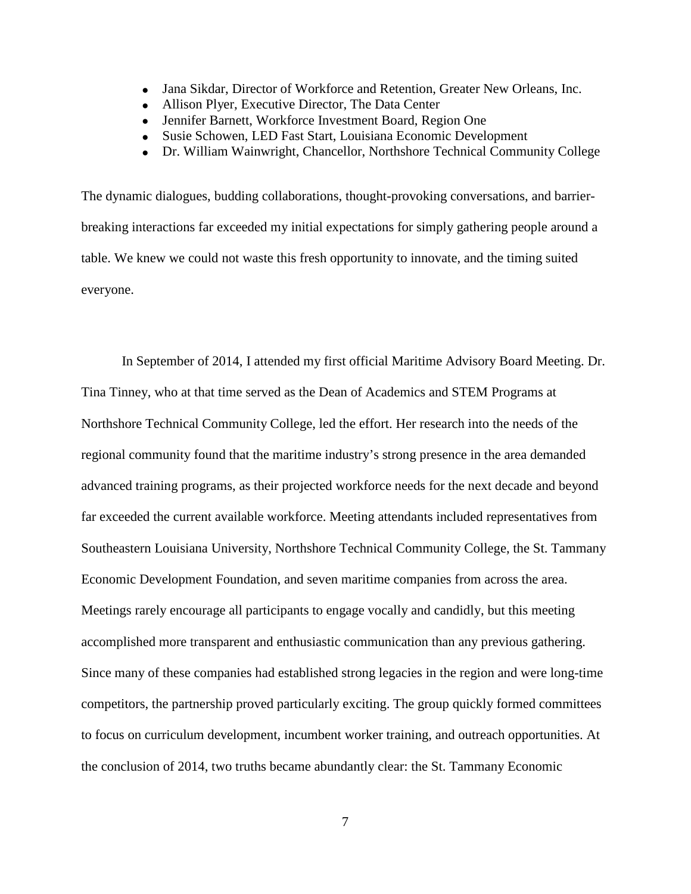- Jana Sikdar, Director of Workforce and Retention, Greater New Orleans, Inc.
- Allison Plyer, Executive Director, The Data Center
- Jennifer Barnett, Workforce Investment Board, Region One
- Susie Schowen, LED Fast Start, Louisiana Economic Development
- Dr. William Wainwright, Chancellor, Northshore Technical Community College

The dynamic dialogues, budding collaborations, thought-provoking conversations, and barrier-breaking interactions far exceeded my initial expectations for simply gathering people around a table. We knew we could not waste this fresh opportunity to innovate, and the timing suited everyone.

In September of 2014, I attended my first official Maritime Advisory Board Meeting. Dr. Tina Tinney, who at that time served as the Dean of Academics and STEM Programs at Northshore Technical Community College, led the effort. Her research into the needs of the regional community found that the maritime industry's strong presence in the area demanded advanced training programs, as their projected workforce needs for the next decade and beyond far exceeded the current available workforce. Meeting attendants included representatives from Southeastern Louisiana University, Northshore Technical Community College, the St. Tammany Economic Development Foundation, and seven maritime companies from across the area. Meetings rarely encourage all participants to engage vocally and candidly, but this meeting accomplished more transparent and enthusiastic communication than any previous gathering. Since many of these companies had established strong legacies in the region and were long-time competitors, the partnership proved particularly exciting. The group quickly formed committees to focus on curriculum development, incumbent worker training, and outreach opportunities. At the conclusion of 2014, two truths became abundantly clear: the St. Tammany Economic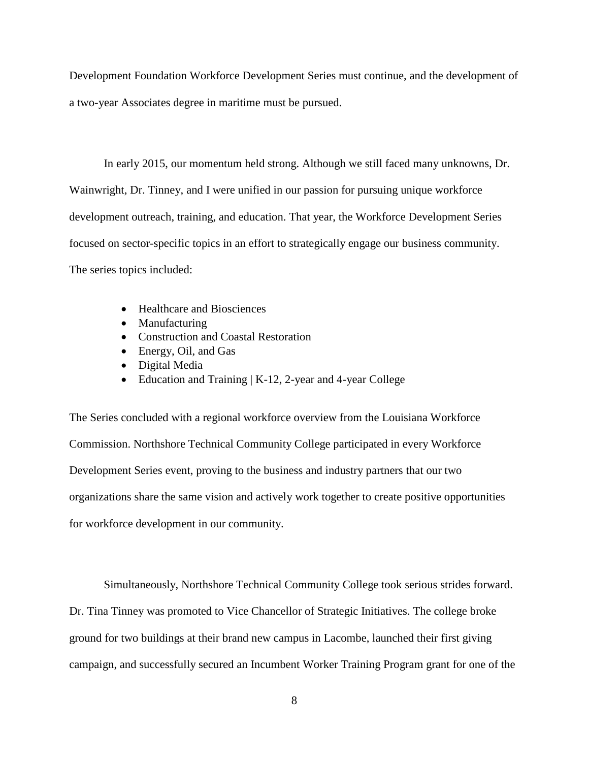Development Foundation Workforce Development Series must continue, and the development of a two-year Associates degree in maritime must be pursued.

In early 2015, our momentum held strong. Although we still faced many unknowns, Dr. Wainwright, Dr. Tinney, and I were unified in our passion for pursuing unique workforce development outreach, training, and education. That year, the Workforce Development Series focused on sector-specific topics in an effort to strategically engage our business community. The series topics included:

- Healthcare and Biosciences
- Manufacturing
- Construction and Coastal Restoration
- Energy, Oil, and Gas
- Digital Media
- Education and Training | K-12, 2-year and 4-year College

The Series concluded with a regional workforce overview from the Louisiana Workforce Commission. Northshore Technical Community College participated in every Workforce Development Series event, proving to the business and industry partners that our two organizations share the same vision and actively work together to create positive opportunities for workforce development in our community.

Simultaneously, Northshore Technical Community College took serious strides forward. Dr. Tina Tinney was promoted to Vice Chancellor of Strategic Initiatives. The college broke ground for two buildings at their brand new campus in Lacombe, launched their first giving campaign, and successfully secured an Incumbent Worker Training Program grant for one of the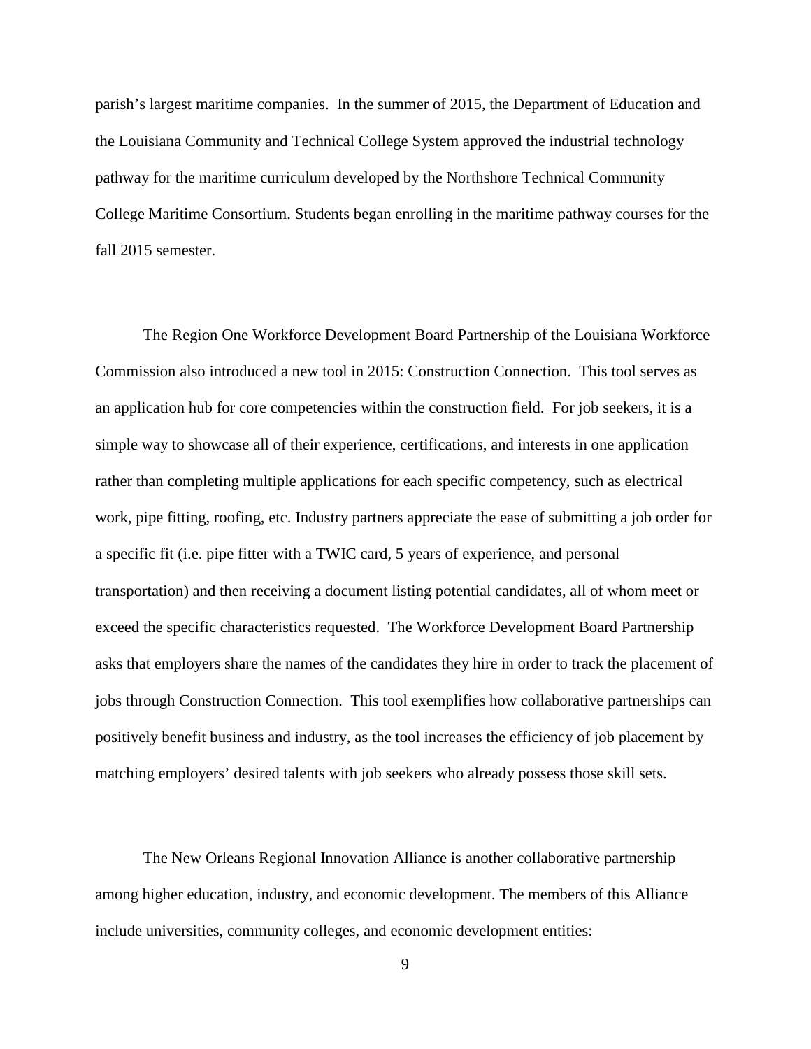parish's largest maritime companies. In the summer of 2015, the Department of Education and the Louisiana Community and Technical College System approved the industrial technology pathway for the maritime curriculum developed by the Northshore Technical Community College Maritime Consortium. Students began enrolling in the maritime pathway courses for the fall 2015 semester.

The Region One Workforce Development Board Partnership of the Louisiana Workforce Commission also introduced a new tool in 2015: Construction Connection. This tool serves as an application hub for core competencies within the construction field. For job seekers, it is a simple way to showcase all of their experience, certifications, and interests in one application rather than completing multiple applications for each specific competency, such as electrical work, pipe fitting, roofing, etc. Industry partners appreciate the ease of submitting a job order for a specific fit (i.e. pipe fitter with a TWIC card, 5 years of experience, and personal transportation) and then receiving a document listing potential candidates, all of whom meet or exceed the specific characteristics requested. The Workforce Development Board Partnership asks that employers share the names of the candidates they hire in order to track the placement of jobs through Construction Connection. This tool exemplifies how collaborative partnerships can positively benefit business and industry, as the tool increases the efficiency of job placement by matching employers' desired talents with job seekers who already possess those skill sets.

The New Orleans Regional Innovation Alliance is another collaborative partnership among higher education, industry, and economic development. The members of this Alliance include universities, community colleges, and economic development entities: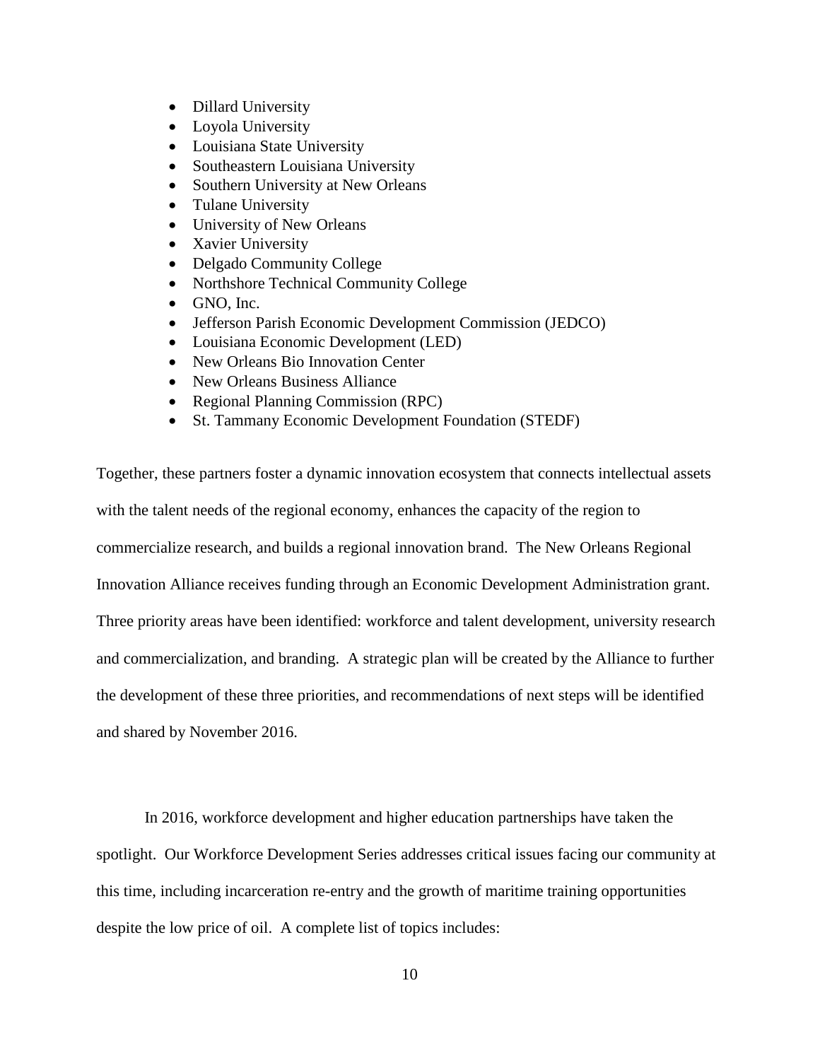- Dillard University
- Loyola University
- Louisiana State University
- Southeastern Louisiana University
- Southern University at New Orleans
- Tulane University
- University of New Orleans
- Xavier University
- Delgado Community College
- Northshore Technical Community College
- GNO, Inc.
- Jefferson Parish Economic Development Commission (JEDCO)
- Louisiana Economic Development (LED)
- New Orleans Bio Innovation Center
- New Orleans Business Alliance
- Regional Planning Commission (RPC)
- St. Tammany Economic Development Foundation (STEDF)

Together, these partners foster a dynamic innovation ecosystem that connects intellectual assets with the talent needs of the regional economy, enhances the capacity of the region to commercialize research, and builds a regional innovation brand. The New Orleans Regional Innovation Alliance receives funding through an Economic Development Administration grant. Three priority areas have been identified: workforce and talent development, university research and commercialization, and branding. A strategic plan will be created by the Alliance to further the development of these three priorities, and recommendations of next steps will be identified and shared by November 2016.

In 2016, workforce development and higher education partnerships have taken the spotlight. Our Workforce Development Series addresses critical issues facing our community at this time, including incarceration re-entry and the growth of maritime training opportunities despite the low price of oil. A complete list of topics includes: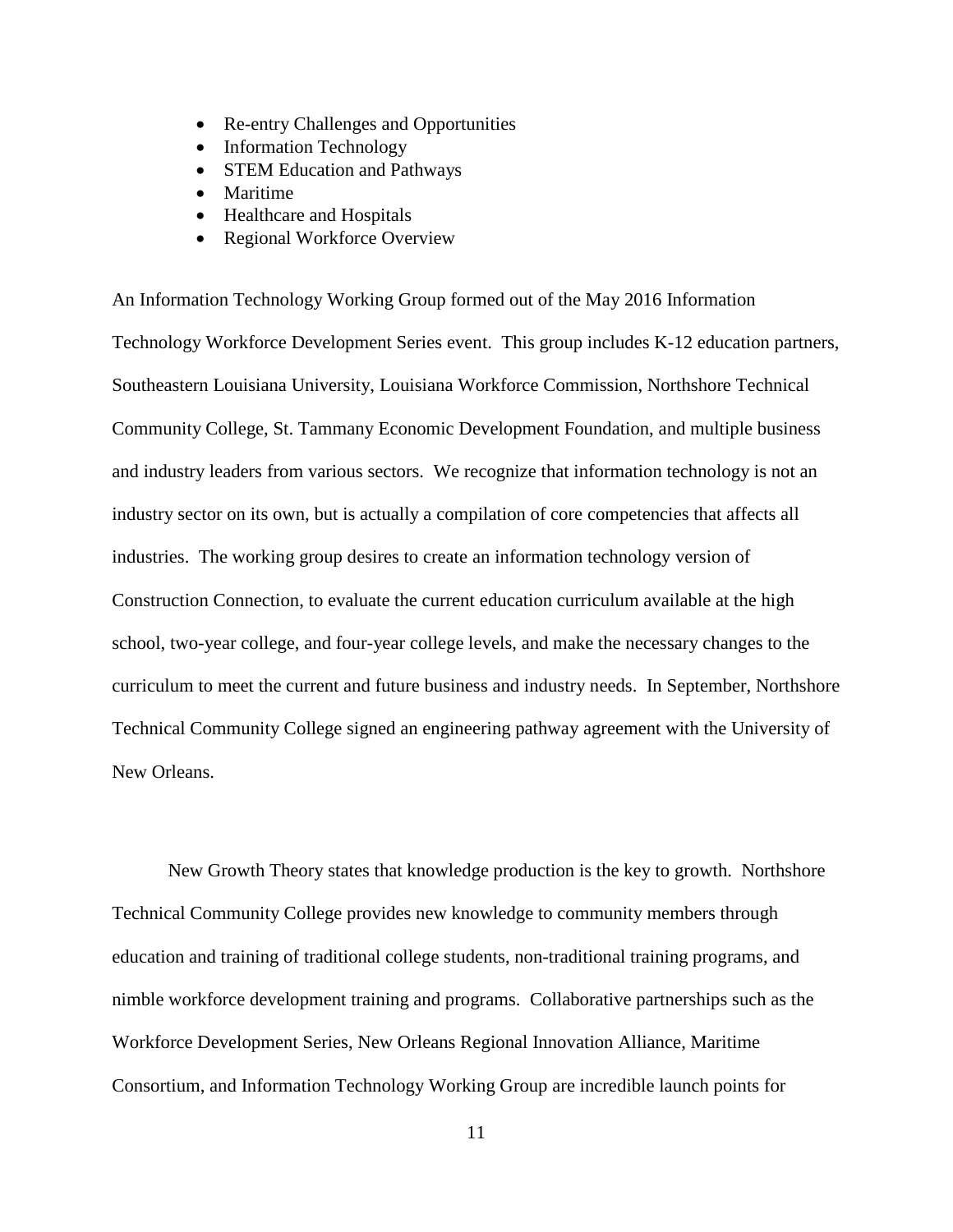- Re-entry Challenges and Opportunities
- Information Technology
- STEM Education and Pathways
- Maritime
- Healthcare and Hospitals
- Regional Workforce Overview

An Information Technology Working Group formed out of the May 2016 Information Technology Workforce Development Series event. This group includes K-12 education partners, Southeastern Louisiana University, Louisiana Workforce Commission, Northshore Technical Community College, St. Tammany Economic Development Foundation, and multiple business and industry leaders from various sectors. We recognize that information technology is not an industry sector on its own, but is actually a compilation of core competencies that affects all industries. The working group desires to create an information technology version of Construction Connection, to evaluate the current education curriculum available at the high school, two-year college, and four-year college levels, and make the necessary changes to the curriculum to meet the current and future business and industry needs. In September, Northshore Technical Community College signed an engineering pathway agreement with the University of New Orleans.

New Growth Theory states that knowledge production is the key to growth. Northshore Technical Community College provides new knowledge to community members through education and training of traditional college students, non-traditional training programs, and nimble workforce development training and programs. Collaborative partnerships such as the Workforce Development Series, New Orleans Regional Innovation Alliance, Maritime Consortium, and Information Technology Working Group are incredible launch points for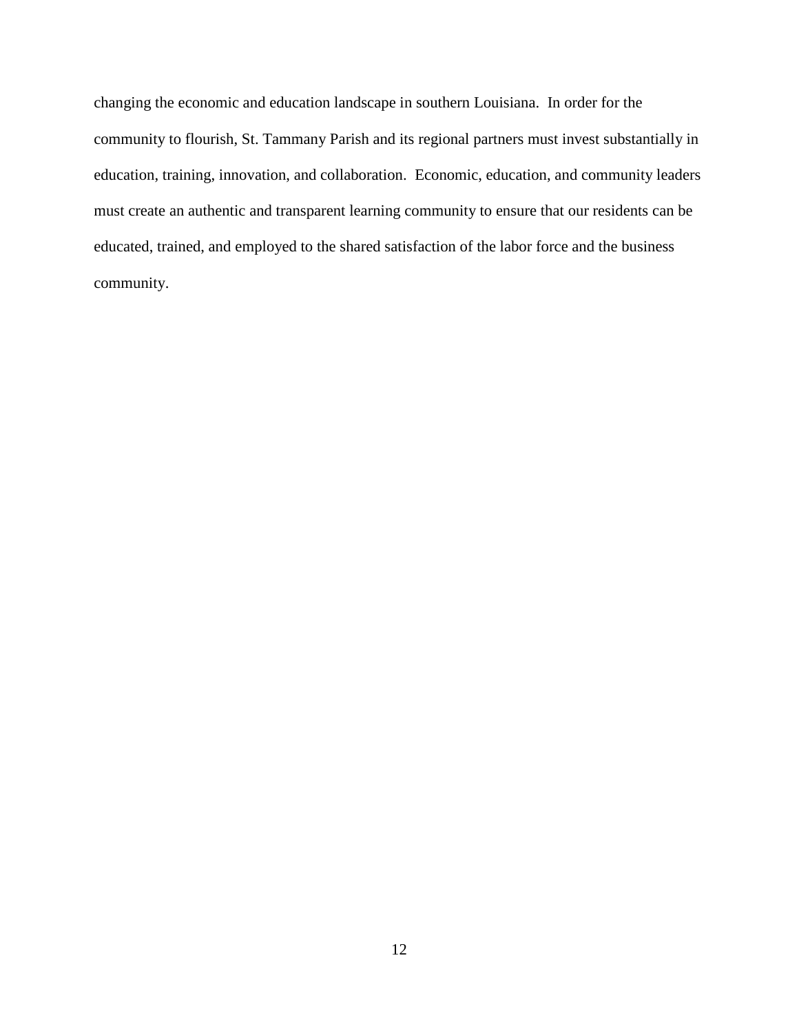changing the economic and education landscape in southern Louisiana. In order for the community to flourish, St. Tammany Parish and its regional partners must invest substantially in education, training, innovation, and collaboration. Economic, education, and community leaders must create an authentic and transparent learning community to ensure that our residents can be educated, trained, and employed to the shared satisfaction of the labor force and the business community.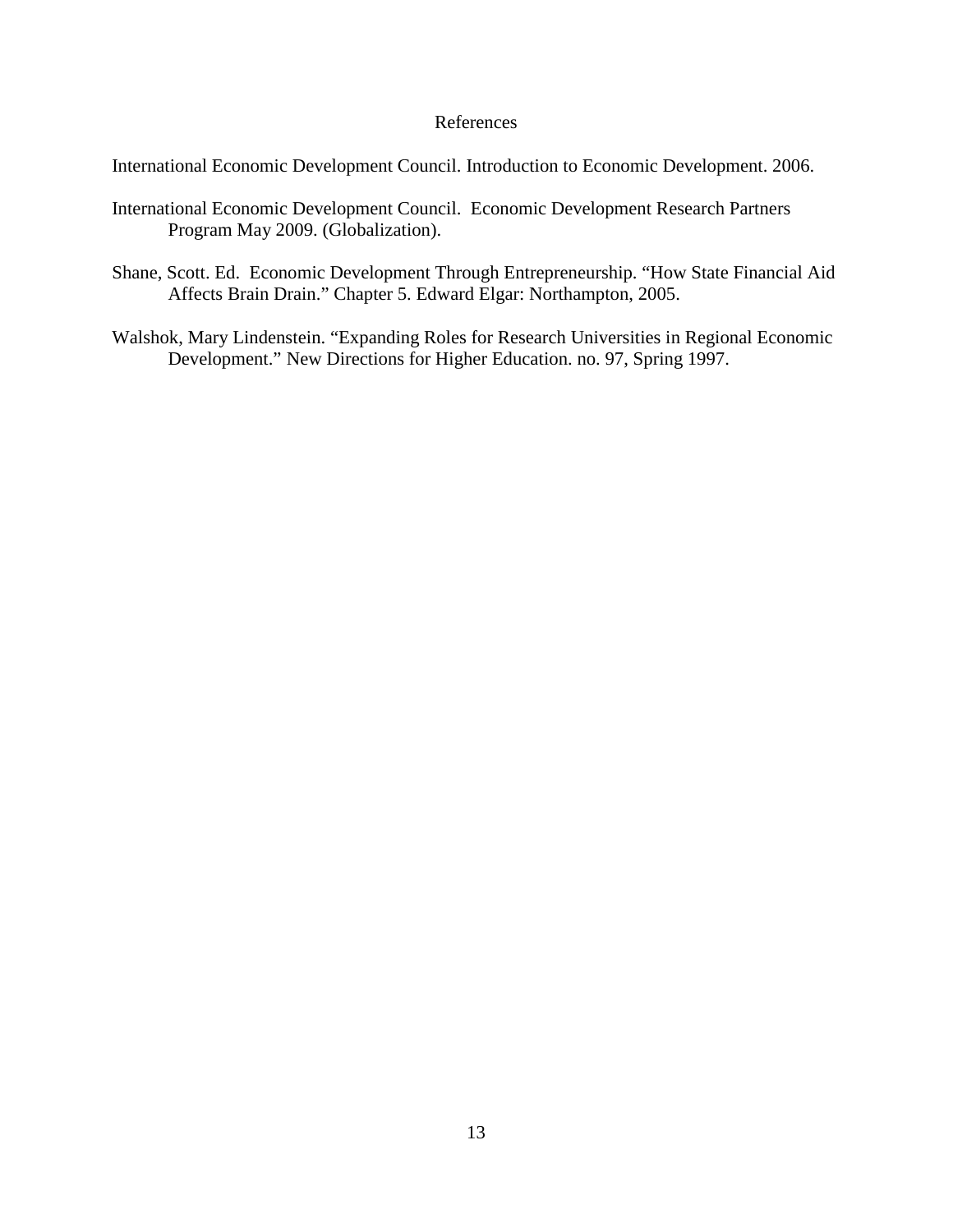# References

International Economic Development Council. Introduction to Economic Development. 2006.

International Economic Development Council. Economic Development Research Partners Program May 2009. (Globalization).

Shane, Scott. Ed. Economic Development Through Entrepreneurship. "How State Financial Aid Affects Brain Drain." Chapter 5. Edward Elgar: Northampton, 2005.

Walshok, Mary Lindenstein. "Expanding Roles for Research Universities in Regional Economic Development." New Directions for Higher Education. no. 97, Spring 1997.